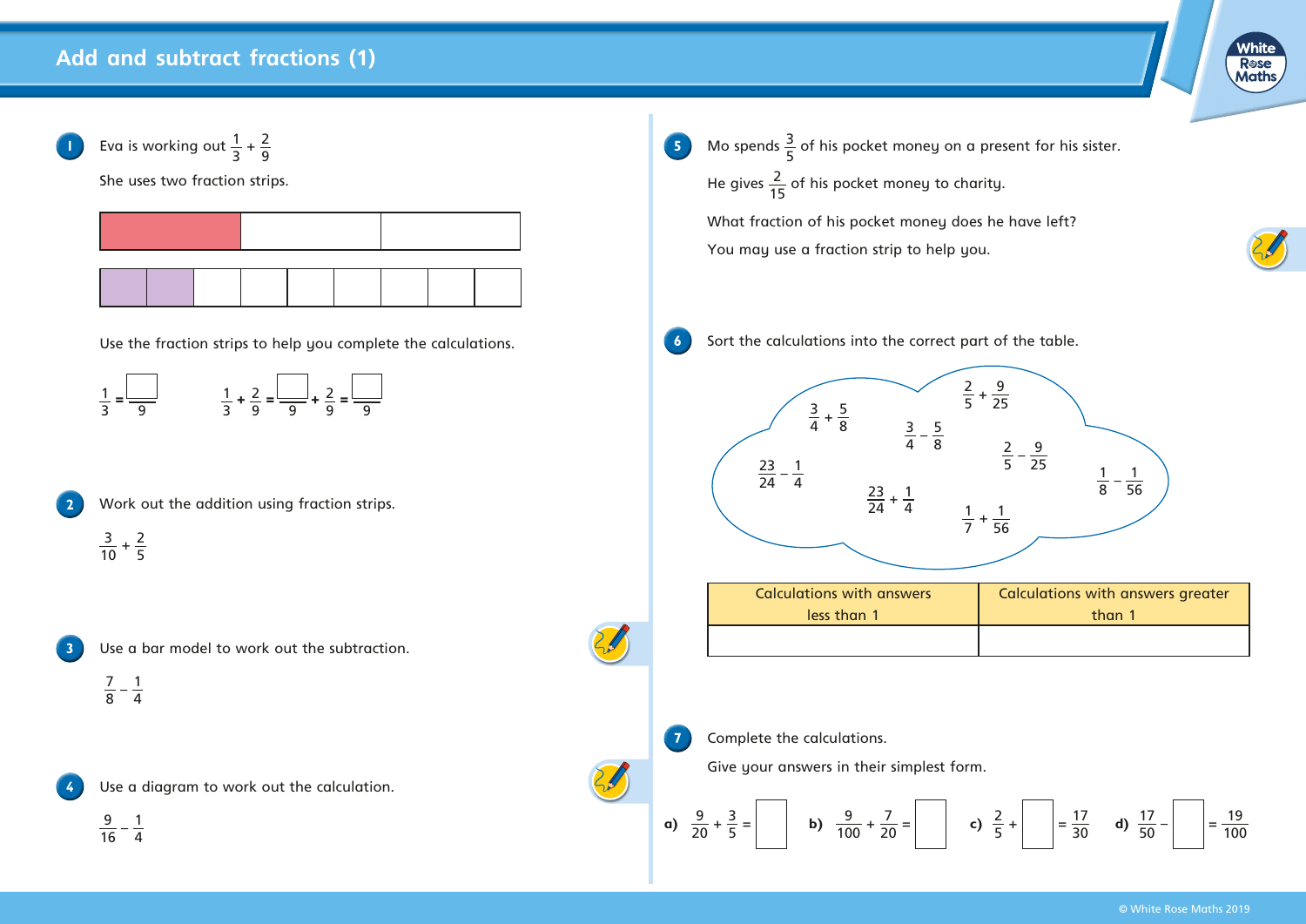# Add and subtract fractions (1)

**1** Eva is working out $\frac{1}{3} + \frac{2}{9}$

She uses two fraction strips.

Use the fraction strips to help you complete the calculations.

$\frac{1}{3} = \frac{\square}{9}$ $\quad\quad$ $\frac{1}{3} + \frac{2}{9} = \frac{\square}{9} + \frac{2}{9} = \frac{\square}{9}$

**2** Work out the addition using fraction strips.

$\frac{3}{10} + \frac{2}{5}$

**3** Use a bar model to work out the subtraction.

$\frac{7}{8} - \frac{1}{4}$

**4** Use a diagram to work out the calculation.

$\frac{9}{16} - \frac{1}{4}$

**5** Mo spends $\frac{3}{5}$ of his pocket money on a present for his sister.

He gives $\frac{2}{15}$ of his pocket money to charity.

What fraction of his pocket money does he have left?

You may use a fraction strip to help you.

**6** Sort the calculations into the correct part of the table.

$\frac{3}{4} + \frac{5}{8}$ $\quad$ $\frac{2}{5} + \frac{9}{25}$ $\quad$ $\frac{3}{4} - \frac{5}{8}$ $\quad$ $\frac{2}{5} - \frac{9}{25}$ $\quad$ $\frac{23}{24} - \frac{1}{4}$ $\quad$ $\frac{23}{24} + \frac{1}{4}$ $\quad$ $\frac{1}{8} - \frac{1}{56}$ $\quad$ $\frac{1}{7} + \frac{1}{56}$

| Calculations with answers less than 1 | Calculations with answers greater than 1 |
|---|---|
| | |

**7** Complete the calculations.

Give your answers in their simplest form.

a) $\frac{9}{20} + \frac{3}{5} = \square$

b) $\frac{9}{100} + \frac{7}{20} = \square$

c) $\frac{2}{5} + \square = \frac{17}{30}$

d) $\frac{17}{50} - \square = \frac{19}{100}$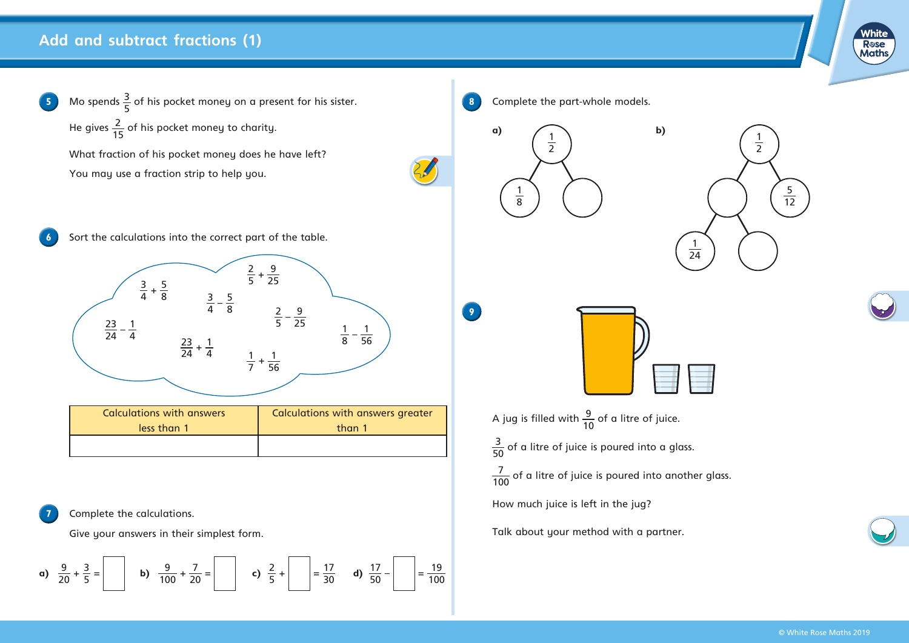# Add and subtract fractions (1)

**5** Mo spends $\frac{3}{5}$ of his pocket money on a present for his sister.

He gives $\frac{2}{15}$ of his pocket money to charity.

What fraction of his pocket money does he have left?

You may use a fraction strip to help you.

**6** Sort the calculations into the correct part of the table.

$\frac{3}{4} + \frac{5}{8}$

$\frac{3}{4} - \frac{5}{8}$

$\frac{2}{5} + \frac{9}{25}$

$\frac{2}{5} - \frac{9}{25}$

$\frac{23}{24} - \frac{1}{4}$

$\frac{23}{24} + \frac{1}{4}$

$\frac{1}{7} + \frac{1}{56}$

$\frac{1}{8} - \frac{1}{56}$

| Calculations with answers less than 1 | Calculations with answers greater than 1 |
|---|---|
| | |

**7** Complete the calculations.

Give your answers in their simplest form.

a) $\frac{9}{20} + \frac{3}{5} = \square$

b) $\frac{9}{100} + \frac{7}{20} = \square$

c) $\frac{2}{5} + \square = \frac{17}{30}$

d) $\frac{17}{50} - \square = \frac{19}{100}$

**8** Complete the part-whole models.

a) Whole: $\frac{1}{2}$; parts: $\frac{1}{8}$ and $\square$

b) Whole: $\frac{1}{2}$; parts: $\square$ and $\frac{5}{12}$; $\square$ is split into $\frac{1}{24}$ and $\square$

**9** A jug is filled with $\frac{9}{10}$ of a litre of juice.

$\frac{3}{50}$ of a litre of juice is poured into a glass.

$\frac{7}{100}$ of a litre of juice is poured into another glass.

How much juice is left in the jug?

Talk about your method with a partner.